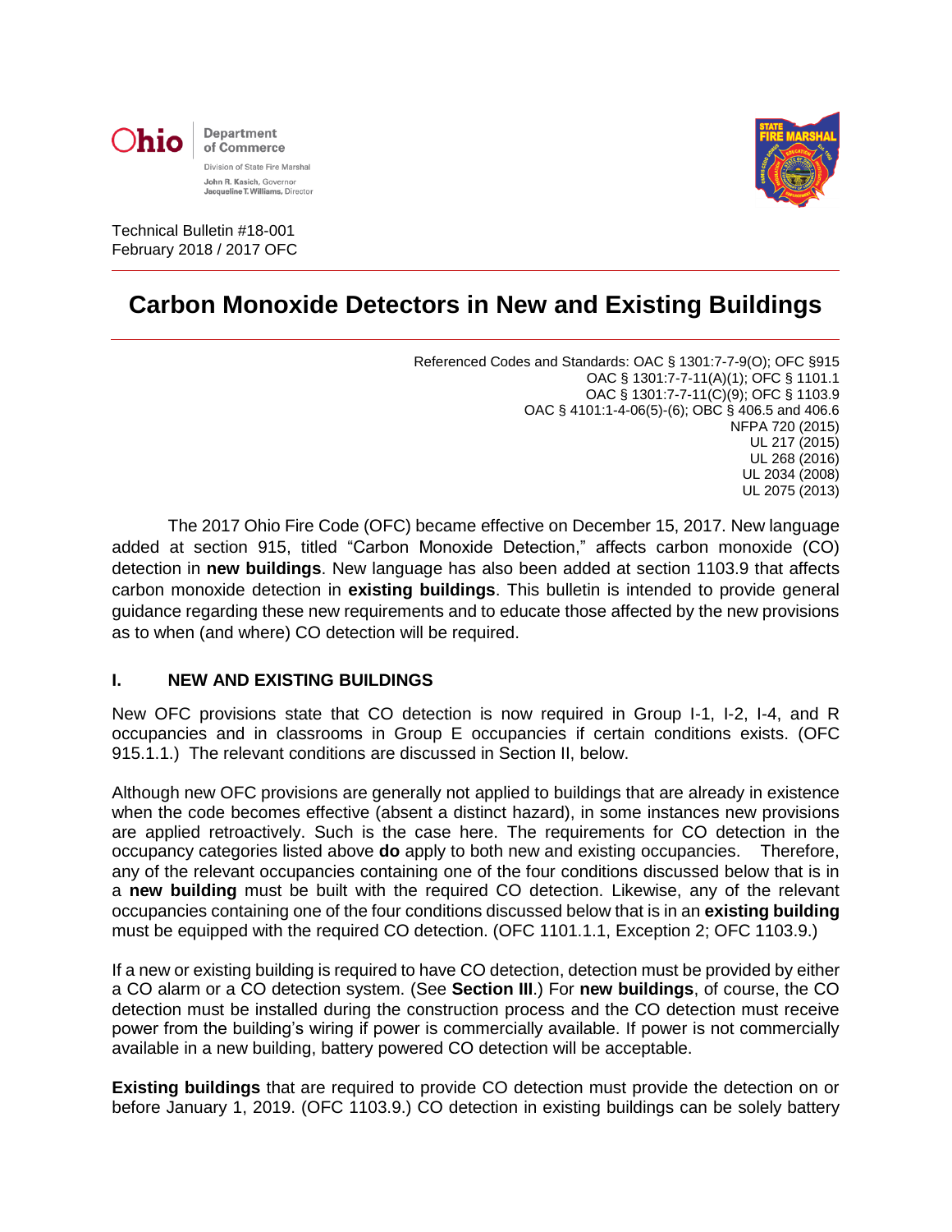Ohio Department of Commerce

Division of State Fire Marshal

John R. Kasich, Governor
Jacqueline T. Williams, Director

Technical Bulletin #18-001
February 2018 / 2017 OFC

# Carbon Monoxide Detectors in New and Existing Buildings

Referenced Codes and Standards: OAC § 1301:7-7-9(O); OFC §915
OAC § 1301:7-7-11(A)(1); OFC § 1101.1
OAC § 1301:7-7-11(C)(9); OFC § 1103.9
OAC § 4101:1-4-06(5)-(6); OBC § 406.5 and 406.6
NFPA 720 (2015)
UL 217 (2015)
UL 268 (2016)
UL 2034 (2008)
UL 2075 (2013)

The 2017 Ohio Fire Code (OFC) became effective on December 15, 2017. New language added at section 915, titled "Carbon Monoxide Detection," affects carbon monoxide (CO) detection in **new buildings**. New language has also been added at section 1103.9 that affects carbon monoxide detection in **existing buildings**. This bulletin is intended to provide general guidance regarding these new requirements and to educate those affected by the new provisions as to when (and where) CO detection will be required.

## I. NEW AND EXISTING BUILDINGS

New OFC provisions state that CO detection is now required in Group I-1, I-2, I-4, and R occupancies and in classrooms in Group E occupancies if certain conditions exists. (OFC 915.1.1.) The relevant conditions are discussed in Section II, below.

Although new OFC provisions are generally not applied to buildings that are already in existence when the code becomes effective (absent a distinct hazard), in some instances new provisions are applied retroactively. Such is the case here. The requirements for CO detection in the occupancy categories listed above **do** apply to both new and existing occupancies. Therefore, any of the relevant occupancies containing one of the four conditions discussed below that is in a **new building** must be built with the required CO detection. Likewise, any of the relevant occupancies containing one of the four conditions discussed below that is in an **existing building** must be equipped with the required CO detection. (OFC 1101.1.1, Exception 2; OFC 1103.9.)

If a new or existing building is required to have CO detection, detection must be provided by either a CO alarm or a CO detection system. (See **Section III**.) For **new buildings**, of course, the CO detection must be installed during the construction process and the CO detection must receive power from the building's wiring if power is commercially available. If power is not commercially available in a new building, battery powered CO detection will be acceptable.

**Existing buildings** that are required to provide CO detection must provide the detection on or before January 1, 2019. (OFC 1103.9.) CO detection in existing buildings can be solely battery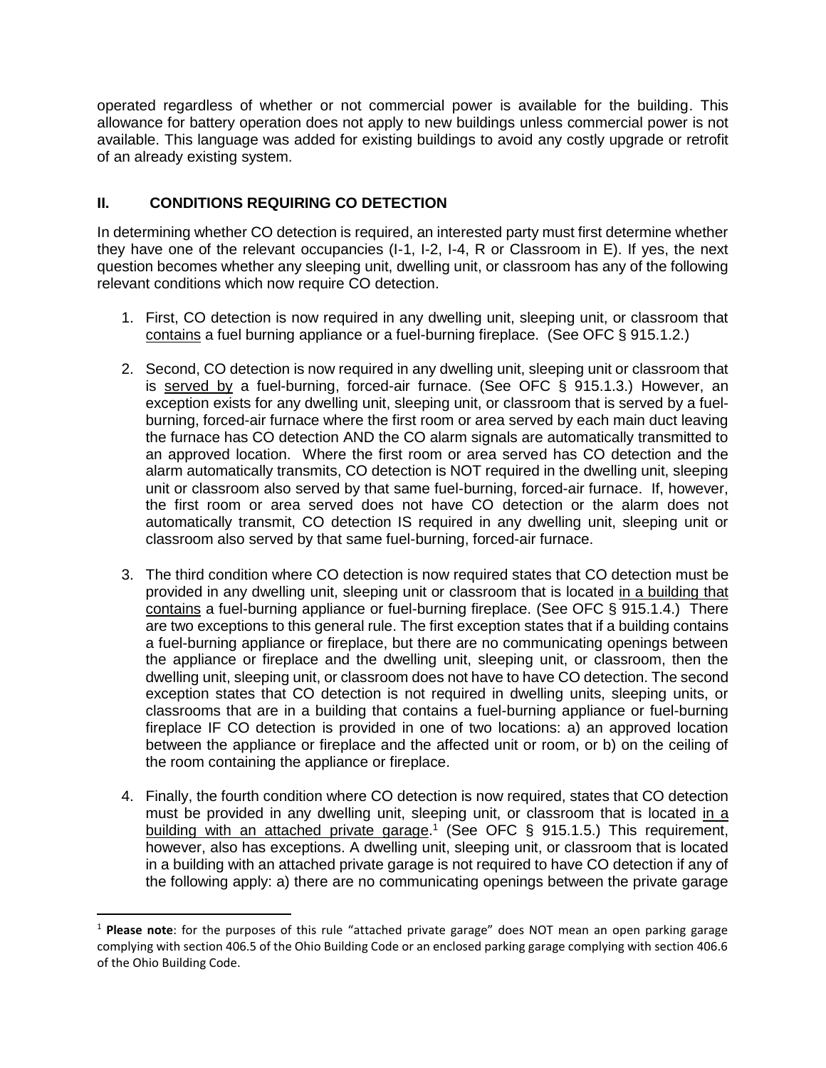operated regardless of whether or not commercial power is available for the building. This allowance for battery operation does not apply to new buildings unless commercial power is not available. This language was added for existing buildings to avoid any costly upgrade or retrofit of an already existing system.

## II. CONDITIONS REQUIRING CO DETECTION

In determining whether CO detection is required, an interested party must first determine whether they have one of the relevant occupancies (I-1, I-2, I-4, R or Classroom in E). If yes, the next question becomes whether any sleeping unit, dwelling unit, or classroom has any of the following relevant conditions which now require CO detection.

1. First, CO detection is now required in any dwelling unit, sleeping unit, or classroom that contains a fuel burning appliance or a fuel-burning fireplace. (See OFC § 915.1.2.)

2. Second, CO detection is now required in any dwelling unit, sleeping unit or classroom that is served by a fuel-burning, forced-air furnace. (See OFC § 915.1.3.) However, an exception exists for any dwelling unit, sleeping unit, or classroom that is served by a fuel-burning, forced-air furnace where the first room or area served by each main duct leaving the furnace has CO detection AND the CO alarm signals are automatically transmitted to an approved location. Where the first room or area served has CO detection and the alarm automatically transmits, CO detection is NOT required in the dwelling unit, sleeping unit or classroom also served by that same fuel-burning, forced-air furnace. If, however, the first room or area served does not have CO detection or the alarm does not automatically transmit, CO detection IS required in any dwelling unit, sleeping unit or classroom also served by that same fuel-burning, forced-air furnace.

3. The third condition where CO detection is now required states that CO detection must be provided in any dwelling unit, sleeping unit or classroom that is located in a building that contains a fuel-burning appliance or fuel-burning fireplace. (See OFC § 915.1.4.) There are two exceptions to this general rule. The first exception states that if a building contains a fuel-burning appliance or fireplace, but there are no communicating openings between the appliance or fireplace and the dwelling unit, sleeping unit, or classroom, then the dwelling unit, sleeping unit, or classroom does not have to have CO detection. The second exception states that CO detection is not required in dwelling units, sleeping units, or classrooms that are in a building that contains a fuel-burning appliance or fuel-burning fireplace IF CO detection is provided in one of two locations: a) an approved location between the appliance or fireplace and the affected unit or room, or b) on the ceiling of the room containing the appliance or fireplace.

4. Finally, the fourth condition where CO detection is now required, states that CO detection must be provided in any dwelling unit, sleeping unit, or classroom that is located in a building with an attached private garage.[1] (See OFC § 915.1.5.) This requirement, however, also has exceptions. A dwelling unit, sleeping unit, or classroom that is located in a building with an attached private garage is not required to have CO detection if any of the following apply: a) there are no communicating openings between the private garage

---

[1] **Please note**: for the purposes of this rule "attached private garage" does NOT mean an open parking garage complying with section 406.5 of the Ohio Building Code or an enclosed parking garage complying with section 406.6 of the Ohio Building Code.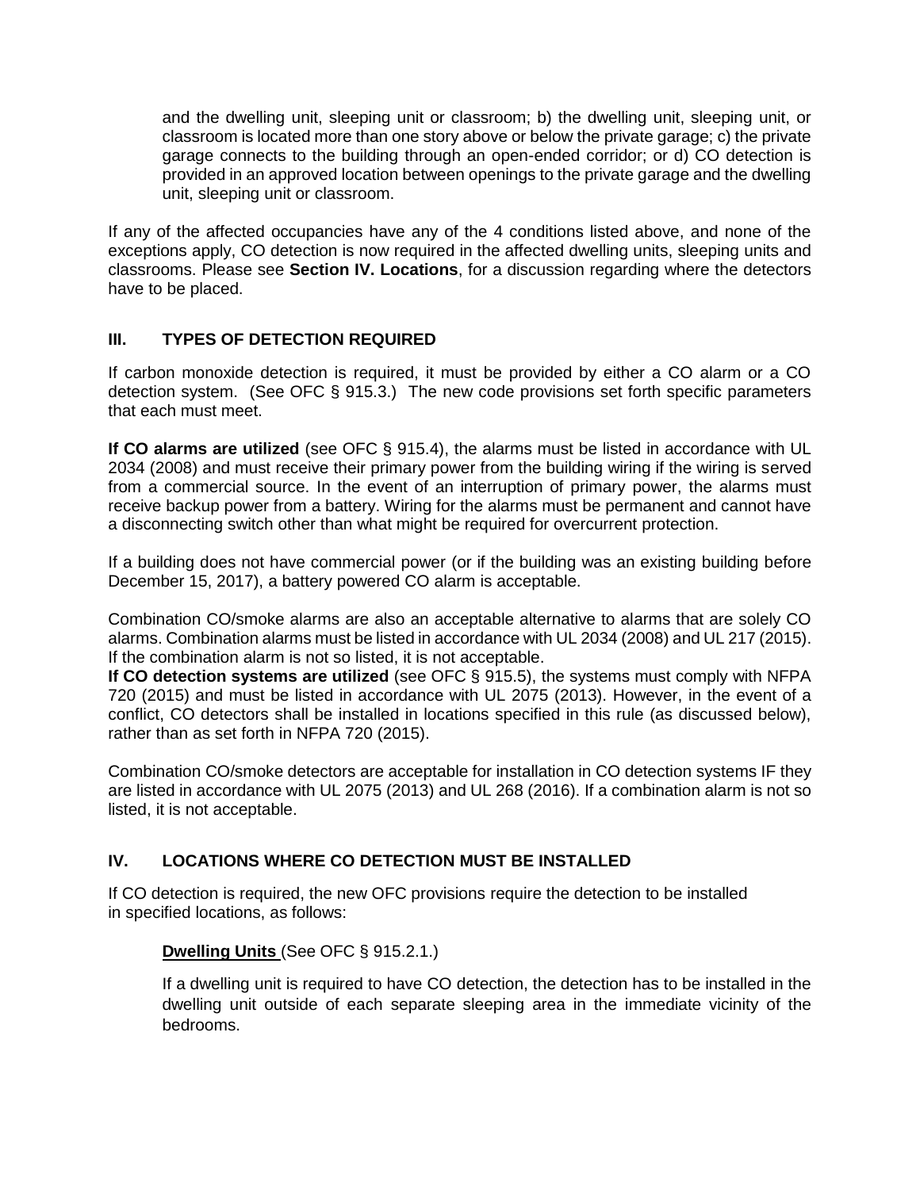and the dwelling unit, sleeping unit or classroom; b) the dwelling unit, sleeping unit, or classroom is located more than one story above or below the private garage; c) the private garage connects to the building through an open-ended corridor; or d) CO detection is provided in an approved location between openings to the private garage and the dwelling unit, sleeping unit or classroom.

If any of the affected occupancies have any of the 4 conditions listed above, and none of the exceptions apply, CO detection is now required in the affected dwelling units, sleeping units and classrooms. Please see **Section IV. Locations**, for a discussion regarding where the detectors have to be placed.

## III. TYPES OF DETECTION REQUIRED

If carbon monoxide detection is required, it must be provided by either a CO alarm or a CO detection system. (See OFC § 915.3.) The new code provisions set forth specific parameters that each must meet.

**If CO alarms are utilized** (see OFC § 915.4), the alarms must be listed in accordance with UL 2034 (2008) and must receive their primary power from the building wiring if the wiring is served from a commercial source. In the event of an interruption of primary power, the alarms must receive backup power from a battery. Wiring for the alarms must be permanent and cannot have a disconnecting switch other than what might be required for overcurrent protection.

If a building does not have commercial power (or if the building was an existing building before December 15, 2017), a battery powered CO alarm is acceptable.

Combination CO/smoke alarms are also an acceptable alternative to alarms that are solely CO alarms. Combination alarms must be listed in accordance with UL 2034 (2008) and UL 217 (2015). If the combination alarm is not so listed, it is not acceptable.

**If CO detection systems are utilized** (see OFC § 915.5), the systems must comply with NFPA 720 (2015) and must be listed in accordance with UL 2075 (2013). However, in the event of a conflict, CO detectors shall be installed in locations specified in this rule (as discussed below), rather than as set forth in NFPA 720 (2015).

Combination CO/smoke detectors are acceptable for installation in CO detection systems IF they are listed in accordance with UL 2075 (2013) and UL 268 (2016). If a combination alarm is not so listed, it is not acceptable.

## IV. LOCATIONS WHERE CO DETECTION MUST BE INSTALLED

If CO detection is required, the new OFC provisions require the detection to be installed in specified locations, as follows:

**Dwelling Units** (See OFC § 915.2.1.)

If a dwelling unit is required to have CO detection, the detection has to be installed in the dwelling unit outside of each separate sleeping area in the immediate vicinity of the bedrooms.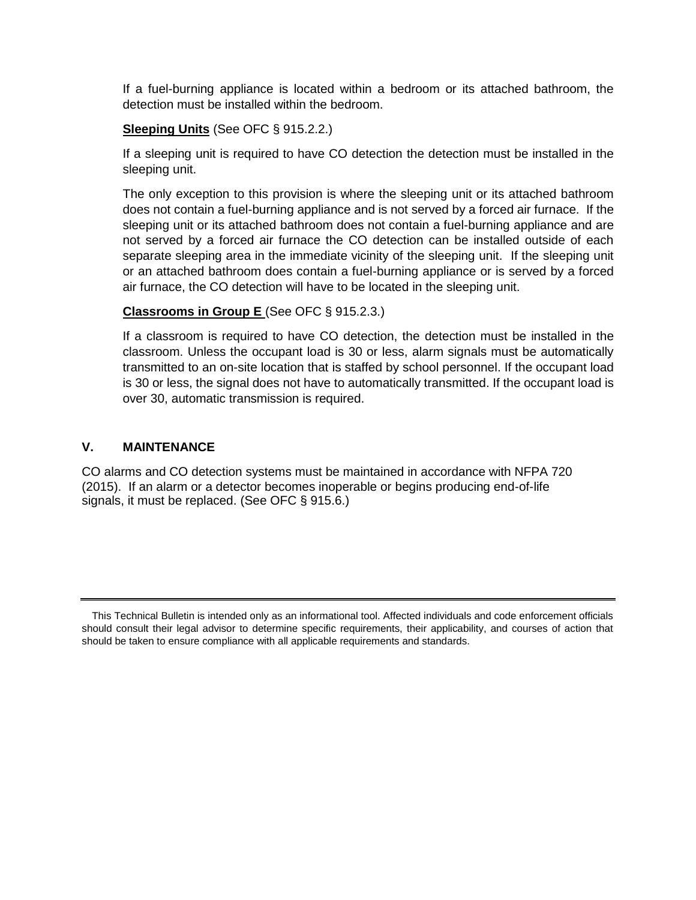If a fuel-burning appliance is located within a bedroom or its attached bathroom, the detection must be installed within the bedroom.

**Sleeping Units** (See OFC § 915.2.2.)

If a sleeping unit is required to have CO detection the detection must be installed in the sleeping unit.

The only exception to this provision is where the sleeping unit or its attached bathroom does not contain a fuel-burning appliance and is not served by a forced air furnace. If the sleeping unit or its attached bathroom does not contain a fuel-burning appliance and are not served by a forced air furnace the CO detection can be installed outside of each separate sleeping area in the immediate vicinity of the sleeping unit. If the sleeping unit or an attached bathroom does contain a fuel-burning appliance or is served by a forced air furnace, the CO detection will have to be located in the sleeping unit.

**Classrooms in Group E** (See OFC § 915.2.3.)

If a classroom is required to have CO detection, the detection must be installed in the classroom. Unless the occupant load is 30 or less, alarm signals must be automatically transmitted to an on-site location that is staffed by school personnel. If the occupant load is 30 or less, the signal does not have to automatically transmitted. If the occupant load is over 30, automatic transmission is required.

## V. MAINTENANCE

CO alarms and CO detection systems must be maintained in accordance with NFPA 720 (2015). If an alarm or a detector becomes inoperable or begins producing end-of-life signals, it must be replaced. (See OFC § 915.6.)

---

This Technical Bulletin is intended only as an informational tool. Affected individuals and code enforcement officials should consult their legal advisor to determine specific requirements, their applicability, and courses of action that should be taken to ensure compliance with all applicable requirements and standards.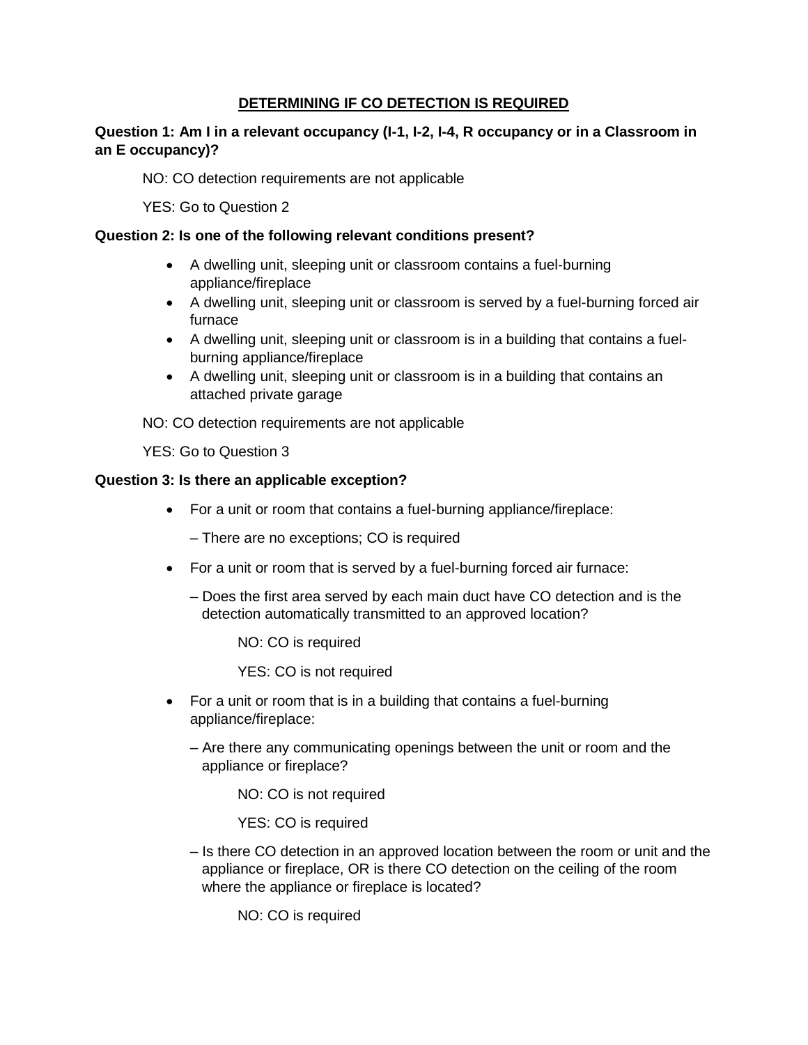## DETERMINING IF CO DETECTION IS REQUIRED

**Question 1: Am I in a relevant occupancy (I-1, I-2, I-4, R occupancy or in a Classroom in an E occupancy)?**

NO: CO detection requirements are not applicable

YES: Go to Question 2

**Question 2: Is one of the following relevant conditions present?**

- A dwelling unit, sleeping unit or classroom contains a fuel-burning appliance/fireplace
- A dwelling unit, sleeping unit or classroom is served by a fuel-burning forced air furnace
- A dwelling unit, sleeping unit or classroom is in a building that contains a fuel-burning appliance/fireplace
- A dwelling unit, sleeping unit or classroom is in a building that contains an attached private garage

NO: CO detection requirements are not applicable

YES: Go to Question 3

**Question 3: Is there an applicable exception?**

- For a unit or room that contains a fuel-burning appliance/fireplace:

  – There are no exceptions; CO is required

- For a unit or room that is served by a fuel-burning forced air furnace:

  – Does the first area served by each main duct have CO detection and is the detection automatically transmitted to an approved location?

    NO: CO is required

    YES: CO is not required

- For a unit or room that is in a building that contains a fuel-burning appliance/fireplace:

  – Are there any communicating openings between the unit or room and the appliance or fireplace?

    NO: CO is not required

    YES: CO is required

  – Is there CO detection in an approved location between the room or unit and the appliance or fireplace, OR is there CO detection on the ceiling of the room where the appliance or fireplace is located?

    NO: CO is required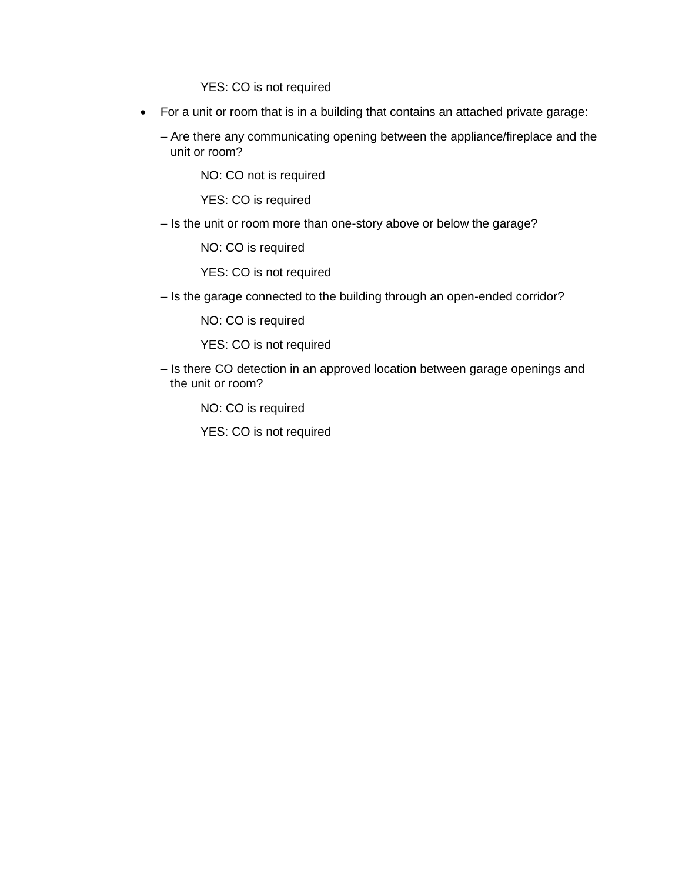YES: CO is not required

- For a unit or room that is in a building that contains an attached private garage:

  – Are there any communicating opening between the appliance/fireplace and the unit or room?

    NO: CO not is required

    YES: CO is required

  – Is the unit or room more than one-story above or below the garage?

    NO: CO is required

    YES: CO is not required

  – Is the garage connected to the building through an open-ended corridor?

    NO: CO is required

    YES: CO is not required

  – Is there CO detection in an approved location between garage openings and the unit or room?

    NO: CO is required

    YES: CO is not required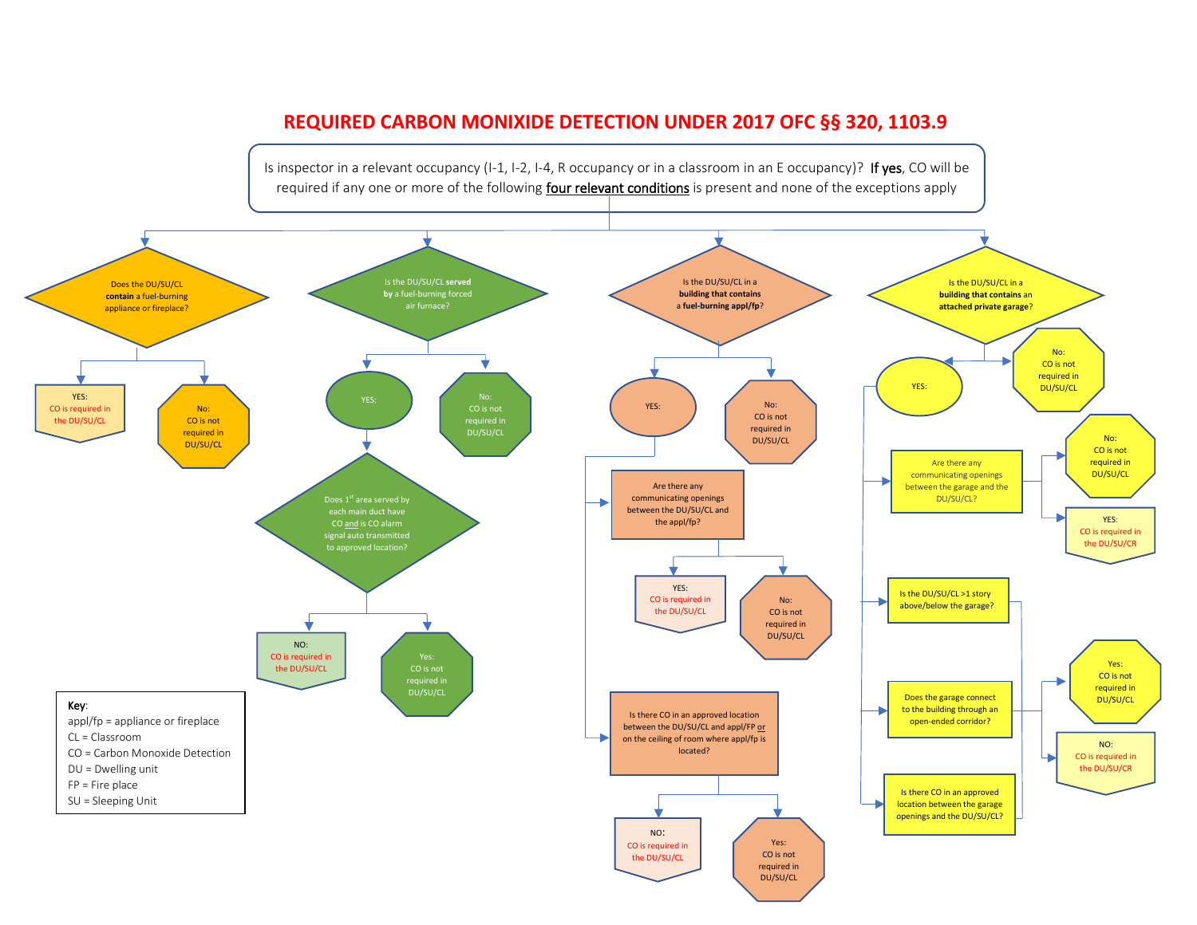# REQUIRED CARBON MONIXIDE DETECTION UNDER 2017 OFC §§ 320, 1103.9

Is inspector in a relevant occupancy (I-1, I-2, I-4, R occupancy or in a classroom in an E occupancy)? **If yes**, CO will be required if any one or more of the following four relevant conditions is present and none of the exceptions apply

### Condition 1

Does the DU/SU/CL **contain** a fuel-burning appliance or fireplace?

- YES: CO is required in the DU/SU/CL
- No: CO is not required in DU/SU/CL

### Condition 2

Is the DU/SU/CL **served by** a fuel-burning forced air furnace?

- No: CO is not required in DU/SU/CL
- YES: Does 1st area served by each main duct have CO and is CO alarm signal auto transmitted to approved location?
  - NO: CO is required in the DU/SU/CL
  - Yes: CO is not required in DU/SU/CL

### Condition 3

Is the DU/SU/CL in a **building that contains** a **fuel-burning appl/fp**?

- No: CO is not required in DU/SU/CL
- YES:
  - Are there any communicating openings between the DU/SU/CL and the appl/fp?
    - YES: CO is required in the DU/SU/CL
    - No: CO is not required in DU/SU/CL
  - Is there CO in an approved location between the DU/SU/CL and appl/FP or on the ceiling of room where appl/fp is located?
    - NO: CO is required in the DU/SU/CL
    - Yes: CO is not required in DU/SU/CL

### Condition 4

Is the DU/SU/CL in a **building that contains** an **attached private garage**?

- No: CO is not required in DU/SU/CL
- YES:
  - Are there any communicating openings between the garage and the DU/SU/CL?
    - No: CO is not required in DU/SU/CL
    - YES: CO is required in the DU/SU/CR
  - Is the DU/SU/CL >1 story above/below the garage?
  - Does the garage connect to the building through an open-ended corridor?
  - Is there CO in an approved location between the garage openings and the DU/SU/CL?
    - Yes: CO is not required in DU/SU/CL
    - NO: CO is required in the DU/SU/CR

**Key**:

appl/fp = appliance or fireplace
CL = Classroom
CO = Carbon Monoxide Detection
DU = Dwelling unit
FP = Fire place
SU = Sleeping Unit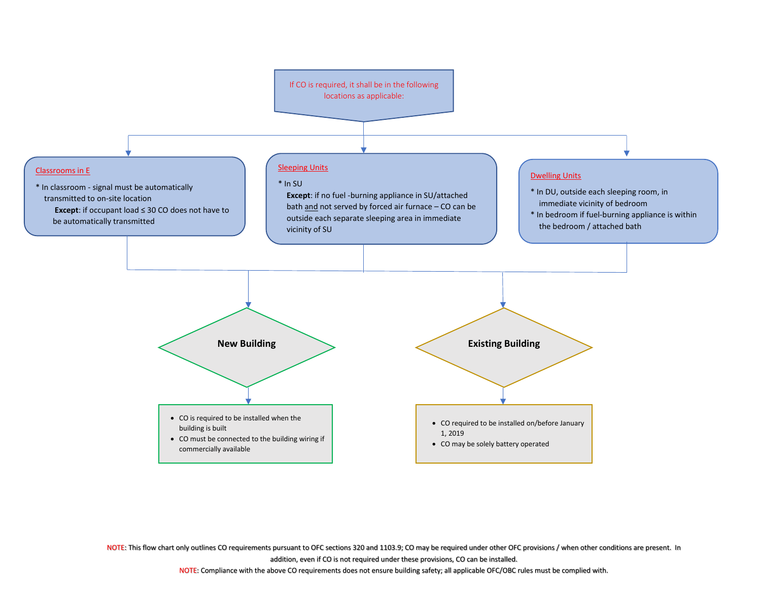If CO is required, it shall be in the following locations as applicable:

**Classrooms in E**

* In classroom - signal must be automatically transmitted to on-site location
  **Except**: if occupant load ≤ 30 CO does not have to be automatically transmitted

**Sleeping Units**

* In SU
  **Except**: if no fuel -burning appliance in SU/attached bath and not served by forced air furnace – CO can be outside each separate sleeping area in immediate vicinity of SU

**Dwelling Units**

* In DU, outside each sleeping room, in immediate vicinity of bedroom
* In bedroom if fuel-burning appliance is within the bedroom / attached bath

**New Building**

- CO is required to be installed when the building is built
- CO must be connected to the building wiring if commercially available

**Existing Building**

- CO required to be installed on/before January 1, 2019
- CO may be solely battery operated

NOTE: This flow chart only outlines CO requirements pursuant to OFC sections 320 and 1103.9; CO may be required under other OFC provisions / when other conditions are present. In addition, even if CO is not required under these provisions, CO can be installed.

NOTE: Compliance with the above CO requirements does not ensure building safety; all applicable OFC/OBC rules must be complied with.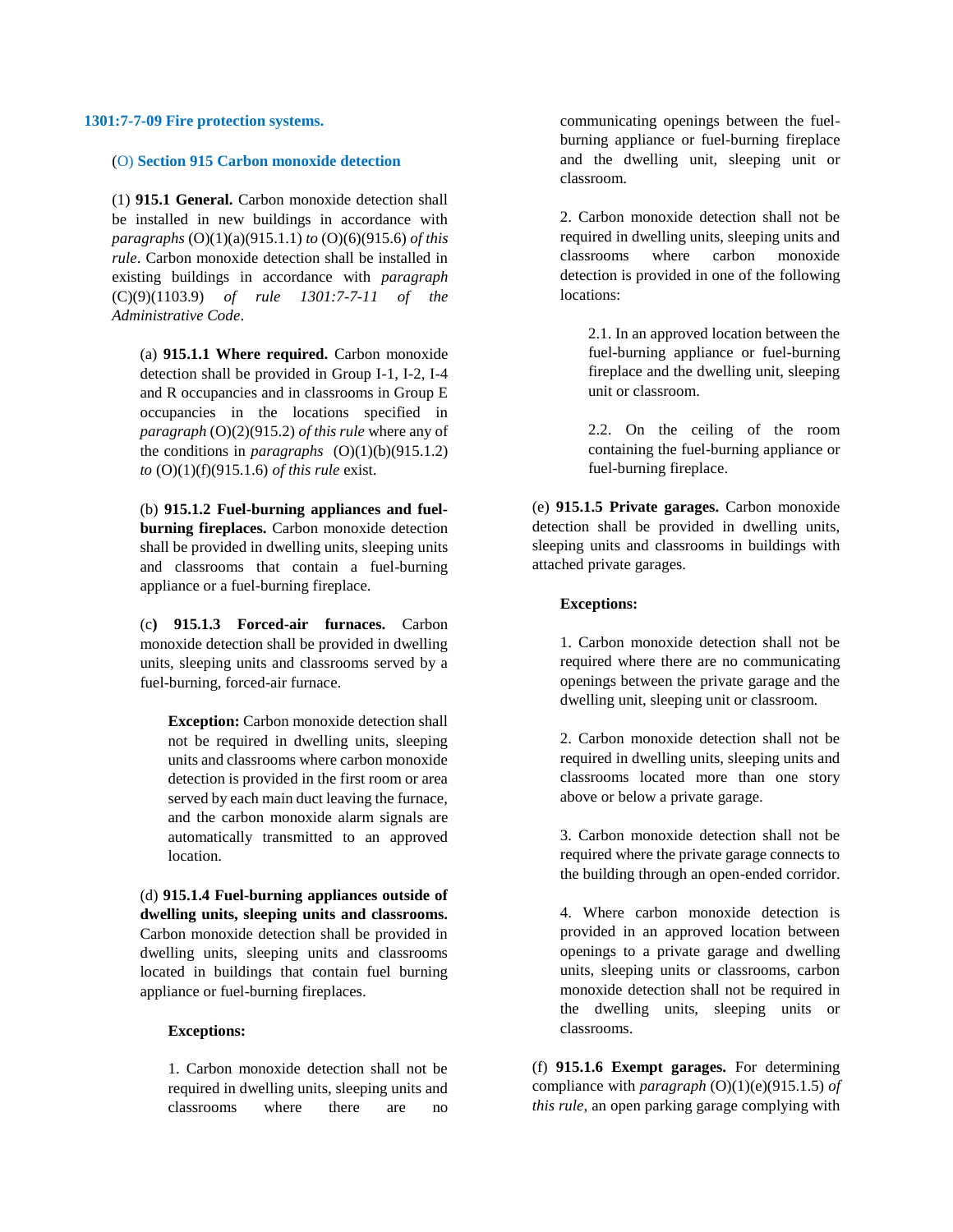### 1301:7-7-09 Fire protection systems.

#### (O) Section 915 Carbon monoxide detection

(1) **915.1 General.** Carbon monoxide detection shall be installed in new buildings in accordance with *paragraphs* (O)(1)(a)(915.1.1) *to* (O)(6)(915.6) *of this rule*. Carbon monoxide detection shall be installed in existing buildings in accordance with *paragraph* (C)(9)(1103.9) *of rule 1301:7-7-11 of the Administrative Code*.

(a) **915.1.1 Where required.** Carbon monoxide detection shall be provided in Group I-1, I-2, I-4 and R occupancies and in classrooms in Group E occupancies in the locations specified in *paragraph* (O)(2)(915.2) *of this rule* where any of the conditions in *paragraphs* (O)(1)(b)(915.1.2) *to* (O)(1)(f)(915.1.6) *of this rule* exist.

(b) **915.1.2 Fuel-burning appliances and fuel-burning fireplaces.** Carbon monoxide detection shall be provided in dwelling units, sleeping units and classrooms that contain a fuel-burning appliance or a fuel-burning fireplace.

(c**) 915.1.3 Forced-air furnaces.** Carbon monoxide detection shall be provided in dwelling units, sleeping units and classrooms served by a fuel-burning, forced-air furnace.

**Exception:** Carbon monoxide detection shall not be required in dwelling units, sleeping units and classrooms where carbon monoxide detection is provided in the first room or area served by each main duct leaving the furnace, and the carbon monoxide alarm signals are automatically transmitted to an approved location.

(d) **915.1.4 Fuel-burning appliances outside of dwelling units, sleeping units and classrooms.** Carbon monoxide detection shall be provided in dwelling units, sleeping units and classrooms located in buildings that contain fuel burning appliance or fuel-burning fireplaces.

**Exceptions:**

1. Carbon monoxide detection shall not be required in dwelling units, sleeping units and classrooms where there are no communicating openings between the fuel-burning appliance or fuel-burning fireplace and the dwelling unit, sleeping unit or classroom.

2. Carbon monoxide detection shall not be required in dwelling units, sleeping units and classrooms where carbon monoxide detection is provided in one of the following locations:

2.1. In an approved location between the fuel-burning appliance or fuel-burning fireplace and the dwelling unit, sleeping unit or classroom.

2.2. On the ceiling of the room containing the fuel-burning appliance or fuel-burning fireplace.

(e) **915.1.5 Private garages.** Carbon monoxide detection shall be provided in dwelling units, sleeping units and classrooms in buildings with attached private garages.

**Exceptions:**

1. Carbon monoxide detection shall not be required where there are no communicating openings between the private garage and the dwelling unit, sleeping unit or classroom.

2. Carbon monoxide detection shall not be required in dwelling units, sleeping units and classrooms located more than one story above or below a private garage.

3. Carbon monoxide detection shall not be required where the private garage connects to the building through an open-ended corridor.

4. Where carbon monoxide detection is provided in an approved location between openings to a private garage and dwelling units, sleeping units or classrooms, carbon monoxide detection shall not be required in the dwelling units, sleeping units or classrooms.

(f) **915.1.6 Exempt garages.** For determining compliance with *paragraph* (O)(1)(e)(915.1.5) *of this rule*, an open parking garage complying with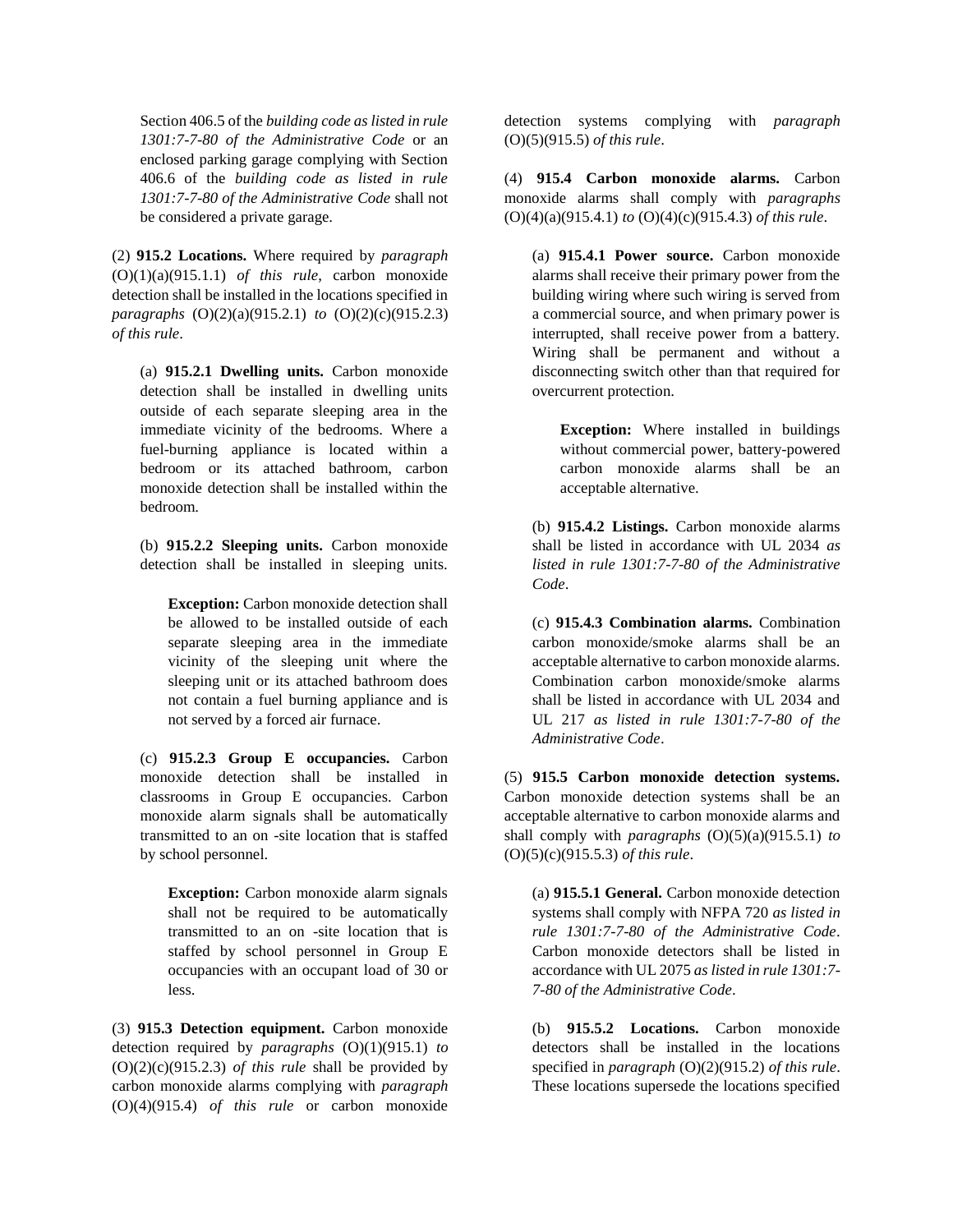Section 406.5 of the *building code as listed in rule 1301:7-7-80 of the Administrative Code* or an enclosed parking garage complying with Section 406.6 of the *building code as listed in rule 1301:7-7-80 of the Administrative Code* shall not be considered a private garage.

(2) **915.2 Locations.** Where required by *paragraph* (O)(1)(a)(915.1.1) *of this rule*, carbon monoxide detection shall be installed in the locations specified in *paragraphs* (O)(2)(a)(915.2.1) *to* (O)(2)(c)(915.2.3) *of this rule*.

(a) **915.2.1 Dwelling units.** Carbon monoxide detection shall be installed in dwelling units outside of each separate sleeping area in the immediate vicinity of the bedrooms. Where a fuel-burning appliance is located within a bedroom or its attached bathroom, carbon monoxide detection shall be installed within the bedroom.

(b) **915.2.2 Sleeping units.** Carbon monoxide detection shall be installed in sleeping units.

**Exception:** Carbon monoxide detection shall be allowed to be installed outside of each separate sleeping area in the immediate vicinity of the sleeping unit where the sleeping unit or its attached bathroom does not contain a fuel burning appliance and is not served by a forced air furnace.

(c) **915.2.3 Group E occupancies.** Carbon monoxide detection shall be installed in classrooms in Group E occupancies. Carbon monoxide alarm signals shall be automatically transmitted to an on -site location that is staffed by school personnel.

**Exception:** Carbon monoxide alarm signals shall not be required to be automatically transmitted to an on -site location that is staffed by school personnel in Group E occupancies with an occupant load of 30 or less.

(3) **915.3 Detection equipment.** Carbon monoxide detection required by *paragraphs* (O)(1)(915.1) *to* (O)(2)(c)(915.2.3) *of this rule* shall be provided by carbon monoxide alarms complying with *paragraph* (O)(4)(915.4) *of this rule* or carbon monoxide detection systems complying with *paragraph* (O)(5)(915.5) *of this rule*.

(4) **915.4 Carbon monoxide alarms.** Carbon monoxide alarms shall comply with *paragraphs* (O)(4)(a)(915.4.1) *to* (O)(4)(c)(915.4.3) *of this rule*.

(a) **915.4.1 Power source.** Carbon monoxide alarms shall receive their primary power from the building wiring where such wiring is served from a commercial source, and when primary power is interrupted, shall receive power from a battery. Wiring shall be permanent and without a disconnecting switch other than that required for overcurrent protection.

**Exception:** Where installed in buildings without commercial power, battery-powered carbon monoxide alarms shall be an acceptable alternative.

(b) **915.4.2 Listings.** Carbon monoxide alarms shall be listed in accordance with UL 2034 *as listed in rule 1301:7-7-80 of the Administrative Code*.

(c) **915.4.3 Combination alarms.** Combination carbon monoxide/smoke alarms shall be an acceptable alternative to carbon monoxide alarms. Combination carbon monoxide/smoke alarms shall be listed in accordance with UL 2034 and UL 217 *as listed in rule 1301:7-7-80 of the Administrative Code*.

(5) **915.5 Carbon monoxide detection systems.** Carbon monoxide detection systems shall be an acceptable alternative to carbon monoxide alarms and shall comply with *paragraphs* (O)(5)(a)(915.5.1) *to* (O)(5)(c)(915.5.3) *of this rule*.

(a) **915.5.1 General.** Carbon monoxide detection systems shall comply with NFPA 720 *as listed in rule 1301:7-7-80 of the Administrative Code*. Carbon monoxide detectors shall be listed in accordance with UL 2075 *as listed in rule 1301:7-7-80 of the Administrative Code*.

(b) **915.5.2 Locations.** Carbon monoxide detectors shall be installed in the locations specified in *paragraph* (O)(2)(915.2) *of this rule*. These locations supersede the locations specified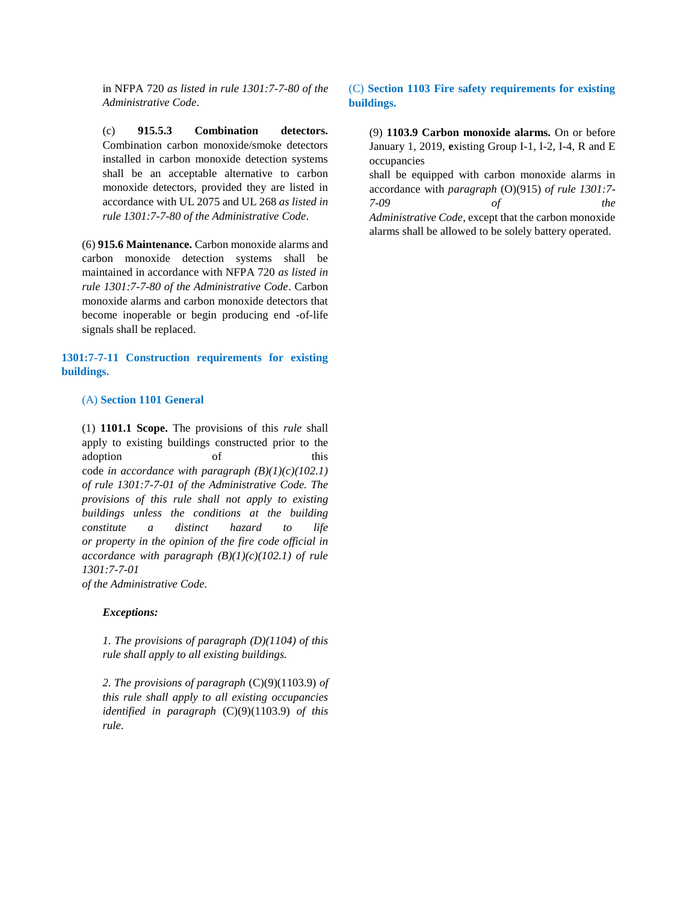in NFPA 720 *as listed in rule 1301:7-7-80 of the Administrative Code*.

(c) **915.5.3 Combination detectors.** Combination carbon monoxide/smoke detectors installed in carbon monoxide detection systems shall be an acceptable alternative to carbon monoxide detectors, provided they are listed in accordance with UL 2075 and UL 268 *as listed in rule 1301:7-7-80 of the Administrative Code*.

(6) **915.6 Maintenance.** Carbon monoxide alarms and carbon monoxide detection systems shall be maintained in accordance with NFPA 720 *as listed in rule 1301:7-7-80 of the Administrative Code*. Carbon monoxide alarms and carbon monoxide detectors that become inoperable or begin producing end -of-life signals shall be replaced.

## 1301:7-7-11 Construction requirements for existing buildings.

### (A) Section 1101 General

(1) **1101.1 Scope.** The provisions of this *rule* shall apply to existing buildings constructed prior to the adoption of this code *in accordance with paragraph (B)(1)(c)(102.1) of rule 1301:7-7-01 of the Administrative Code. The provisions of this rule shall not apply to existing buildings unless the conditions at the building constitute a distinct hazard to life or property in the opinion of the fire code official in accordance with paragraph (B)(1)(c)(102.1) of rule 1301:7-7-01 of the Administrative Code.*

***Exceptions:***

*1. The provisions of paragraph (D)(1104) of this rule shall apply to all existing buildings.*

*2. The provisions of paragraph* (C)(9)(1103.9) *of this rule shall apply to all existing occupancies identified in paragraph* (C)(9)(1103.9) *of this rule.*

### (C) Section 1103 Fire safety requirements for existing buildings.

(9) **1103.9 Carbon monoxide alarms.** On or before January 1, 2019, **e**xisting Group I-1, I-2, I-4, R and E occupancies shall be equipped with carbon monoxide alarms in accordance with *paragraph* (O)(915) *of rule 1301:7-7-09 of the Administrative Code*, except that the carbon monoxide alarms shall be allowed to be solely battery operated.